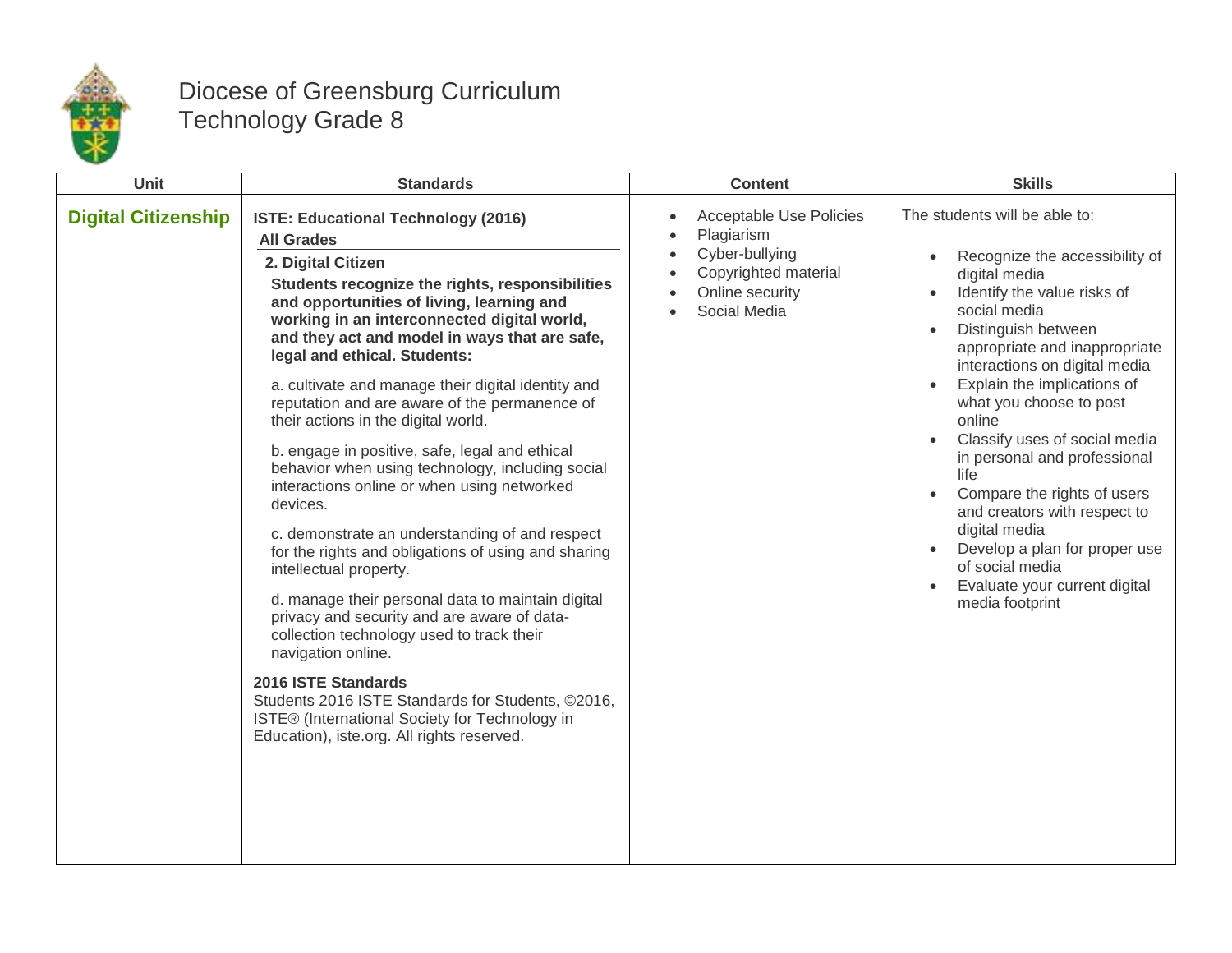# Diocese of Greensburg Curriculum
## Technology Grade 8

| Unit | Standards | Content | Skills |
|---|---|---|---|
| **Digital Citizenship** | **ISTE: Educational Technology (2016)**<br>**All Grades**<br>**2. Digital Citizen**<br>**Students recognize the rights, responsibilities and opportunities of living, learning and working in an interconnected digital world, and they act and model in ways that are safe, legal and ethical. Students:**<br>a. cultivate and manage their digital identity and reputation and are aware of the permanence of their actions in the digital world.<br>b. engage in positive, safe, legal and ethical behavior when using technology, including social interactions online or when using networked devices.<br>c. demonstrate an understanding of and respect for the rights and obligations of using and sharing intellectual property.<br>d. manage their personal data to maintain digital privacy and security and are aware of data-collection technology used to track their navigation online.<br>**2016 ISTE Standards**<br>Students 2016 ISTE Standards for Students, ©2016, ISTE® (International Society for Technology in Education), iste.org. All rights reserved. | • Acceptable Use Policies<br>• Plagiarism<br>• Cyber-bullying<br>• Copyrighted material<br>• Online security<br>• Social Media | The students will be able to:<br>• Recognize the accessibility of digital media<br>• Identify the value risks of social media<br>• Distinguish between appropriate and inappropriate interactions on digital media<br>• Explain the implications of what you choose to post online<br>• Classify uses of social media in personal and professional life<br>• Compare the rights of users and creators with respect to digital media<br>• Develop a plan for proper use of social media<br>• Evaluate your current digital media footprint |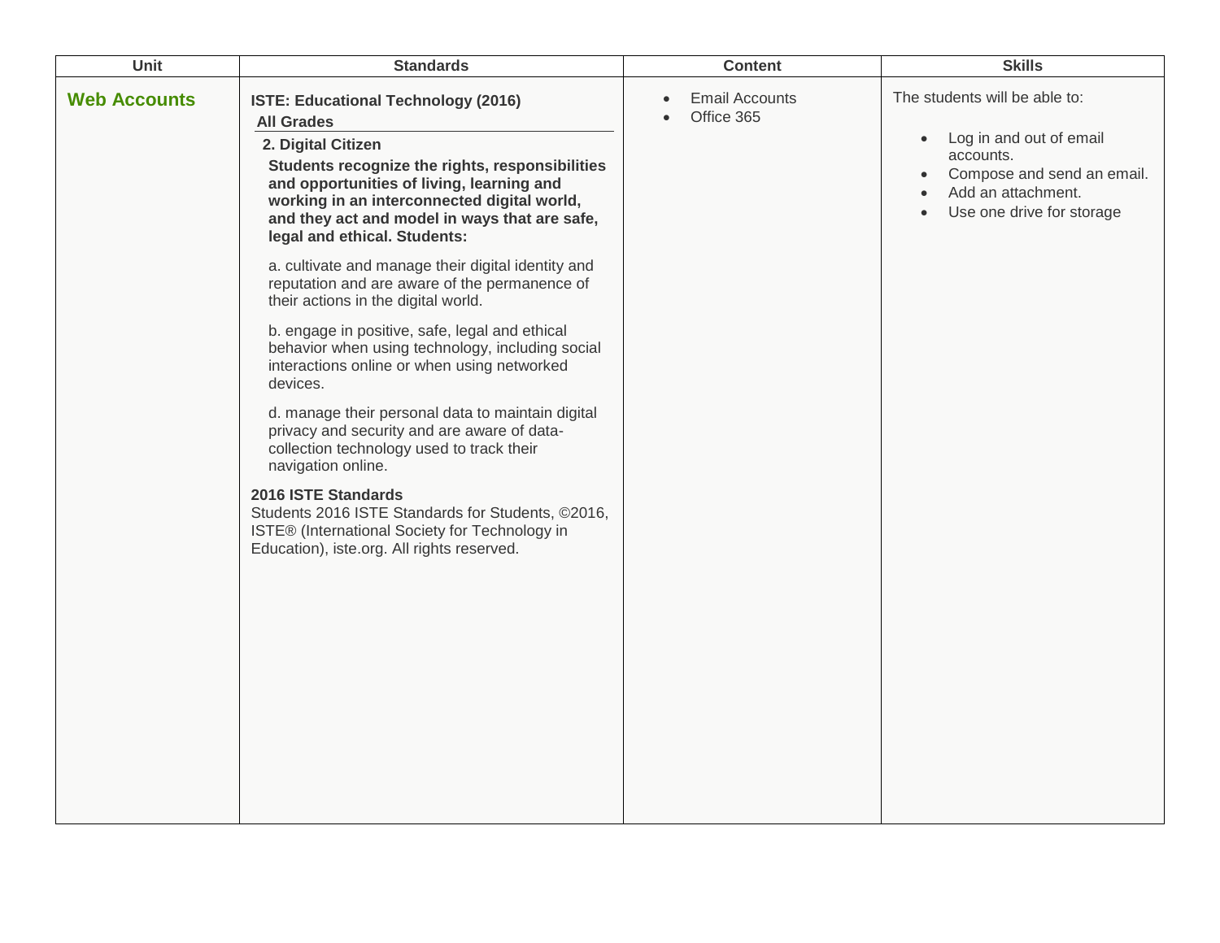| Unit | Standards | Content | Skills |
|---|---|---|---|
| **Web Accounts** | **ISTE: Educational Technology (2016)**<br>**All Grades**<br>**2. Digital Citizen**<br>**Students recognize the rights, responsibilities and opportunities of living, learning and working in an interconnected digital world, and they act and model in ways that are safe, legal and ethical. Students:**<br><br>a. cultivate and manage their digital identity and reputation and are aware of the permanence of their actions in the digital world.<br><br>b. engage in positive, safe, legal and ethical behavior when using technology, including social interactions online or when using networked devices.<br><br>d. manage their personal data to maintain digital privacy and security and are aware of data-collection technology used to track their navigation online.<br><br>**2016 ISTE Standards**<br>Students 2016 ISTE Standards for Students, ©2016, ISTE® (International Society for Technology in Education), iste.org. All rights reserved. | • Email Accounts<br>• Office 365 | The students will be able to:<br><br>• Log in and out of email accounts.<br>• Compose and send an email.<br>• Add an attachment.<br>• Use one drive for storage |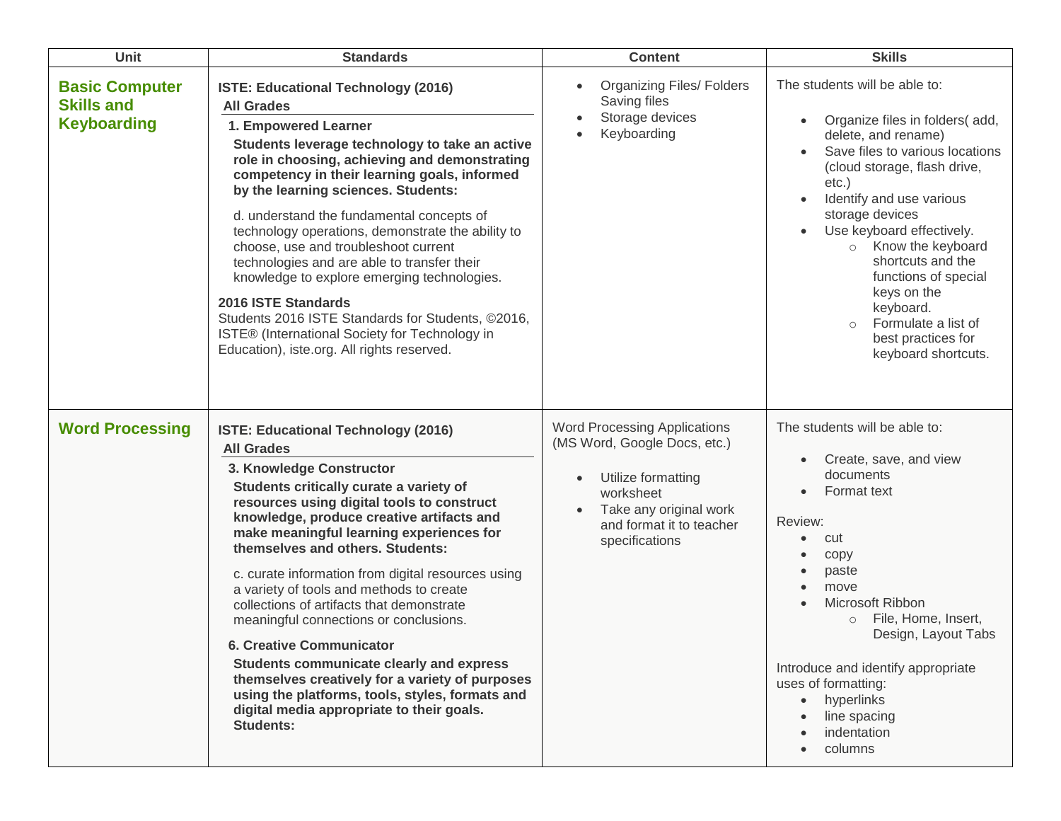| Unit | Standards | Content | Skills |
| --- | --- | --- | --- |
| **Basic Computer Skills and Keyboarding** | **ISTE: Educational Technology (2016)**<br>**All Grades**<br>**1. Empowered Learner**<br>**Students leverage technology to take an active role in choosing, achieving and demonstrating competency in their learning goals, informed by the learning sciences. Students:**<br>d. understand the fundamental concepts of technology operations, demonstrate the ability to choose, use and troubleshoot current technologies and are able to transfer their knowledge to explore emerging technologies.<br>**2016 ISTE Standards**<br>Students 2016 ISTE Standards for Students, ©2016, ISTE® (International Society for Technology in Education), iste.org. All rights reserved. | • Organizing Files/ Folders Saving files<br>• Storage devices<br>• Keyboarding | The students will be able to:<br>• Organize files in folders( add, delete, and rename)<br>• Save files to various locations (cloud storage, flash drive, etc.)<br>• Identify and use various storage devices<br>• Use keyboard effectively.<br>  ○ Know the keyboard shortcuts and the functions of special keys on the keyboard.<br>  ○ Formulate a list of best practices for keyboard shortcuts. |
| **Word Processing** | **ISTE: Educational Technology (2016)**<br>**All Grades**<br>**3. Knowledge Constructor**<br>**Students critically curate a variety of resources using digital tools to construct knowledge, produce creative artifacts and make meaningful learning experiences for themselves and others. Students:**<br>c. curate information from digital resources using a variety of tools and methods to create collections of artifacts that demonstrate meaningful connections or conclusions.<br>**6. Creative Communicator**<br>**Students communicate clearly and express themselves creatively for a variety of purposes using the platforms, tools, styles, formats and digital media appropriate to their goals. Students:** | Word Processing Applications (MS Word, Google Docs, etc.)<br>• Utilize formatting worksheet<br>• Take any original work and format it to teacher specifications | The students will be able to:<br>• Create, save, and view documents<br>• Format text<br>Review:<br>• cut<br>• copy<br>• paste<br>• move<br>• Microsoft Ribbon<br>  ○ File, Home, Insert, Design, Layout Tabs<br>Introduce and identify appropriate uses of formatting:<br>• hyperlinks<br>• line spacing<br>• indentation<br>• columns |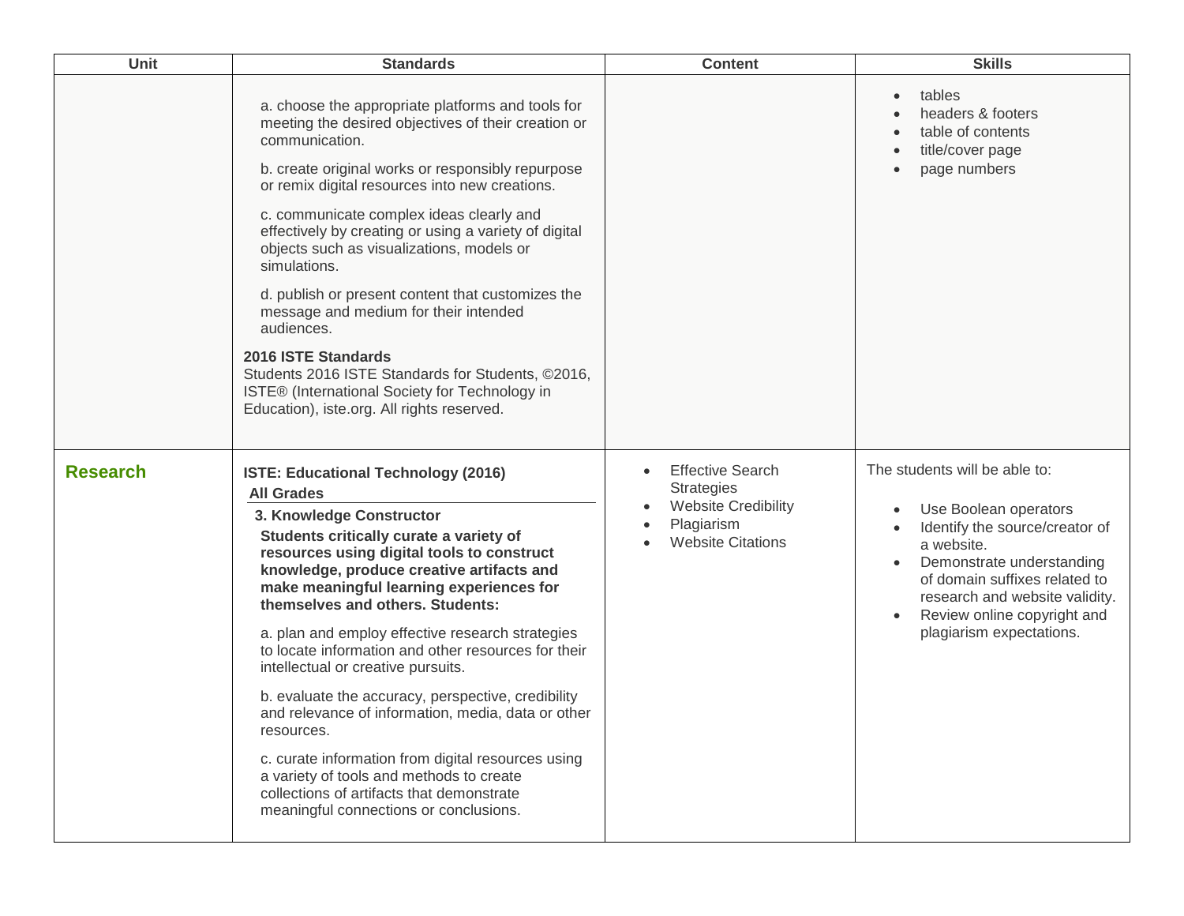| Unit | Standards | Content | Skills |
|---|---|---|---|
| | a. choose the appropriate platforms and tools for meeting the desired objectives of their creation or communication.<br><br>b. create original works or responsibly repurpose or remix digital resources into new creations.<br><br>c. communicate complex ideas clearly and effectively by creating or using a variety of digital objects such as visualizations, models or simulations.<br><br>d. publish or present content that customizes the message and medium for their intended audiences.<br><br>**2016 ISTE Standards**<br>Students 2016 ISTE Standards for Students, ©2016, ISTE® (International Society for Technology in Education), iste.org. All rights reserved. | | • tables<br>• headers & footers<br>• table of contents<br>• title/cover page<br>• page numbers |
| **Research** | **ISTE: Educational Technology (2016)**<br>**All Grades**<br>**3. Knowledge Constructor**<br>**Students critically curate a variety of resources using digital tools to construct knowledge, produce creative artifacts and make meaningful learning experiences for themselves and others. Students:**<br><br>a. plan and employ effective research strategies to locate information and other resources for their intellectual or creative pursuits.<br><br>b. evaluate the accuracy, perspective, credibility and relevance of information, media, data or other resources.<br><br>c. curate information from digital resources using a variety of tools and methods to create collections of artifacts that demonstrate meaningful connections or conclusions. | • Effective Search Strategies<br>• Website Credibility<br>• Plagiarism<br>• Website Citations | The students will be able to:<br><br>• Use Boolean operators<br>• Identify the source/creator of a website.<br>• Demonstrate understanding of domain suffixes related to research and website validity.<br>• Review online copyright and plagiarism expectations. |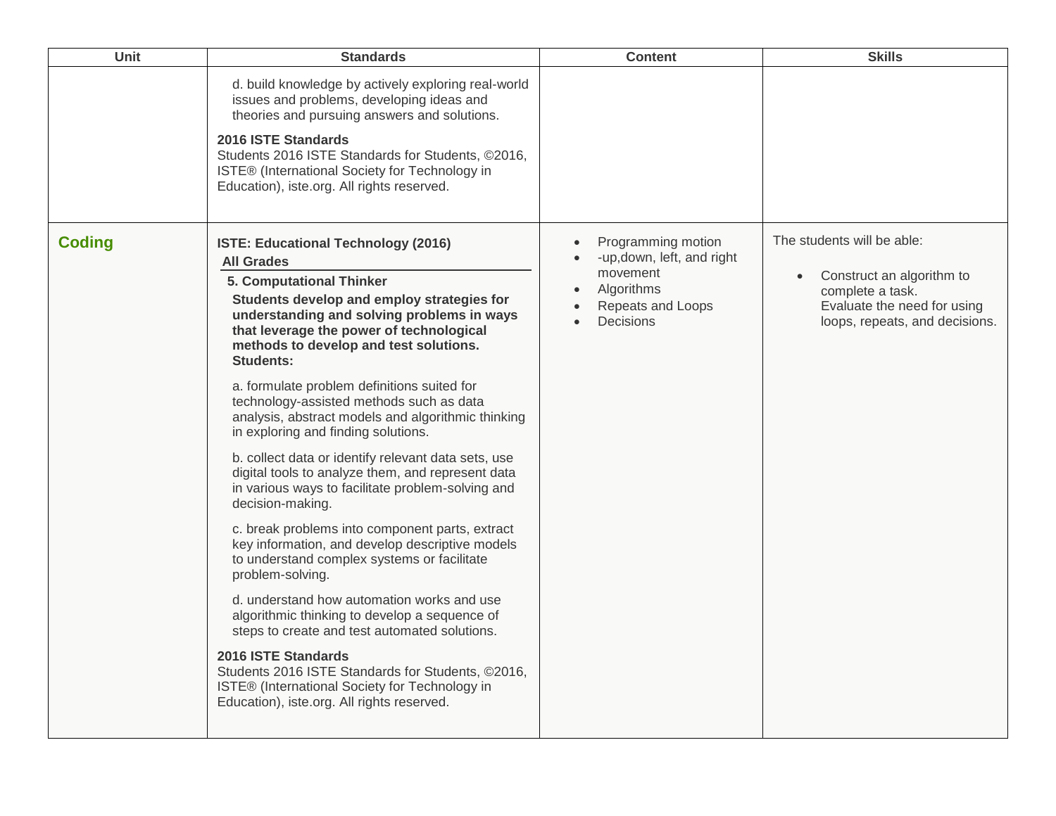| Unit | Standards | Content | Skills |
| --- | --- | --- | --- |
| | d. build knowledge by actively exploring real-world issues and problems, developing ideas and theories and pursuing answers and solutions.<br><br>**2016 ISTE Standards**<br>Students 2016 ISTE Standards for Students, ©2016, ISTE® (International Society for Technology in Education), iste.org. All rights reserved. | | |
| **Coding** | **ISTE: Educational Technology (2016)**<br>**All Grades**<br>**5. Computational Thinker**<br>**Students develop and employ strategies for understanding and solving problems in ways that leverage the power of technological methods to develop and test solutions. Students:**<br><br>a. formulate problem definitions suited for technology-assisted methods such as data analysis, abstract models and algorithmic thinking in exploring and finding solutions.<br><br>b. collect data or identify relevant data sets, use digital tools to analyze them, and represent data in various ways to facilitate problem-solving and decision-making.<br><br>c. break problems into component parts, extract key information, and develop descriptive models to understand complex systems or facilitate problem-solving.<br><br>d. understand how automation works and use algorithmic thinking to develop a sequence of steps to create and test automated solutions.<br><br>**2016 ISTE Standards**<br>Students 2016 ISTE Standards for Students, ©2016, ISTE® (International Society for Technology in Education), iste.org. All rights reserved. | • Programming motion<br>• -up,down, left, and right movement<br>• Algorithms<br>• Repeats and Loops<br>• Decisions | The students will be able:<br><br>• Construct an algorithm to complete a task.<br>Evaluate the need for using loops, repeats, and decisions. |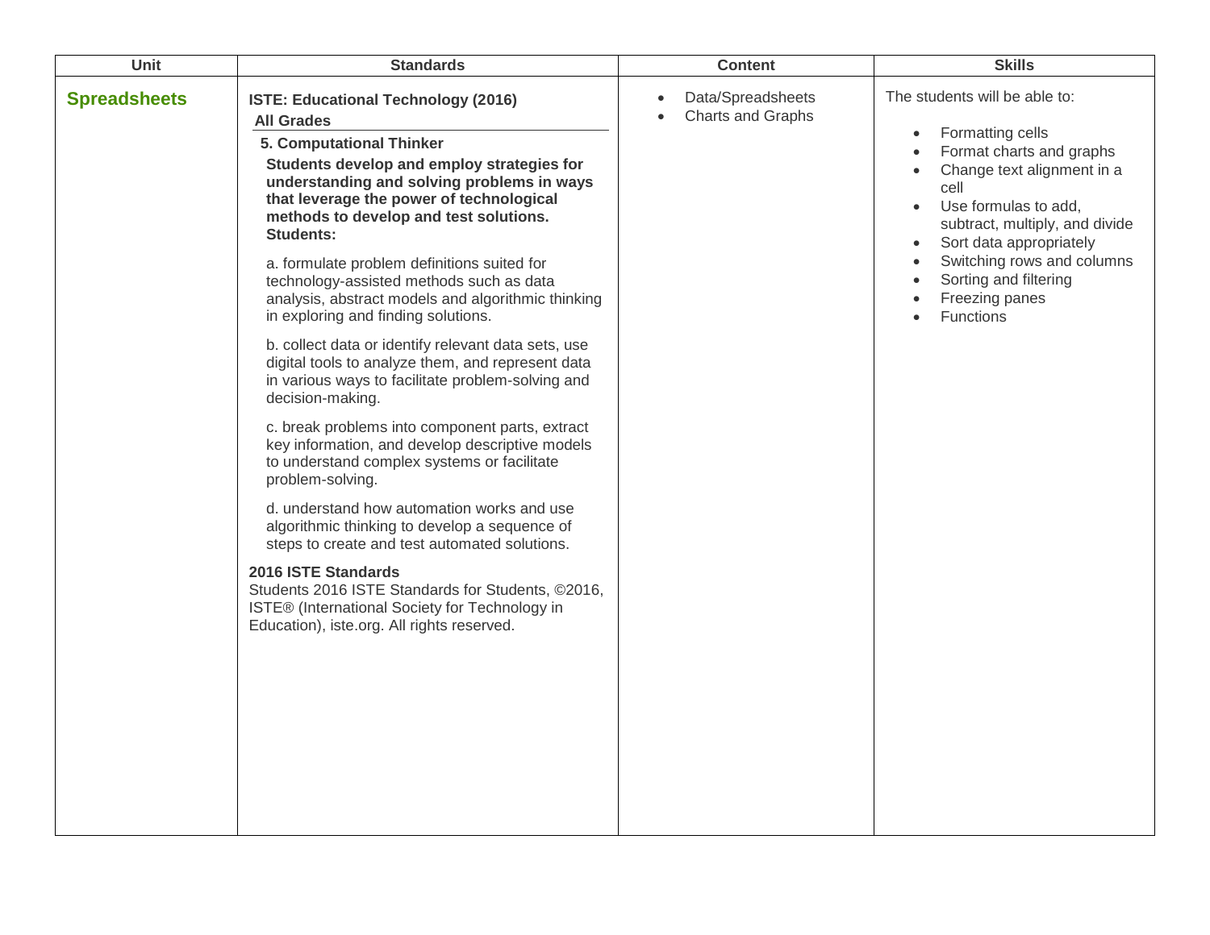| Unit | Standards | Content | Skills |
| --- | --- | --- | --- |
| **Spreadsheets** | **ISTE: Educational Technology (2016)**<br>**All Grades**<br>**5. Computational Thinker**<br>**Students develop and employ strategies for understanding and solving problems in ways that leverage the power of technological methods to develop and test solutions. Students:**<br><br>a. formulate problem definitions suited for technology-assisted methods such as data analysis, abstract models and algorithmic thinking in exploring and finding solutions.<br><br>b. collect data or identify relevant data sets, use digital tools to analyze them, and represent data in various ways to facilitate problem-solving and decision-making.<br><br>c. break problems into component parts, extract key information, and develop descriptive models to understand complex systems or facilitate problem-solving.<br><br>d. understand how automation works and use algorithmic thinking to develop a sequence of steps to create and test automated solutions.<br><br>**2016 ISTE Standards**<br>Students 2016 ISTE Standards for Students, ©2016, ISTE® (International Society for Technology in Education), iste.org. All rights reserved. | • Data/Spreadsheets<br>• Charts and Graphs | The students will be able to:<br><br>• Formatting cells<br>• Format charts and graphs<br>• Change text alignment in a cell<br>• Use formulas to add, subtract, multiply, and divide<br>• Sort data appropriately<br>• Switching rows and columns<br>• Sorting and filtering<br>• Freezing panes<br>• Functions |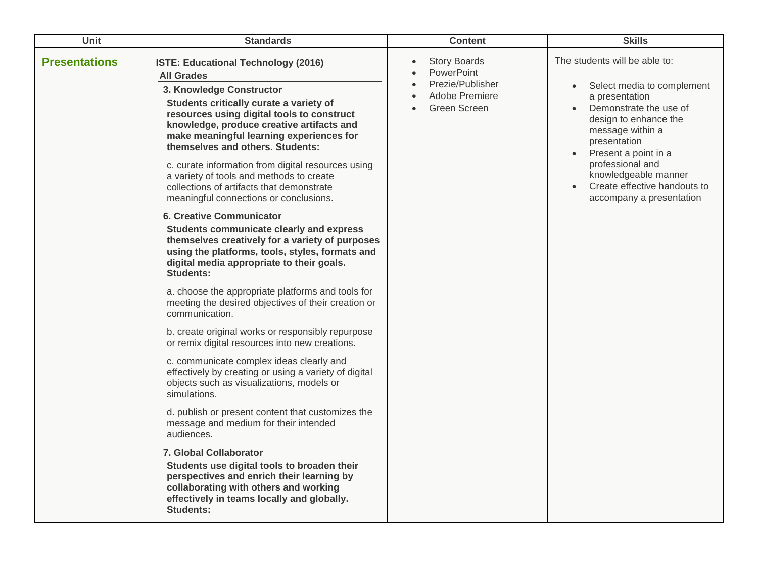| Unit | Standards | Content | Skills |
|---|---|---|---|
| **Presentations** | **ISTE: Educational Technology (2016)**<br>**All Grades**<br>**3. Knowledge Constructor**<br>**Students critically curate a variety of resources using digital tools to construct knowledge, produce creative artifacts and make meaningful learning experiences for themselves and others. Students:**<br>c. curate information from digital resources using a variety of tools and methods to create collections of artifacts that demonstrate meaningful connections or conclusions.<br>**6. Creative Communicator**<br>**Students communicate clearly and express themselves creatively for a variety of purposes using the platforms, tools, styles, formats and digital media appropriate to their goals. Students:**<br>a. choose the appropriate platforms and tools for meeting the desired objectives of their creation or communication.<br>b. create original works or responsibly repurpose or remix digital resources into new creations.<br>c. communicate complex ideas clearly and effectively by creating or using a variety of digital objects such as visualizations, models or simulations.<br>d. publish or present content that customizes the message and medium for their intended audiences.<br>**7. Global Collaborator**<br>**Students use digital tools to broaden their perspectives and enrich their learning by collaborating with others and working effectively in teams locally and globally. Students:** | • Story Boards<br>• PowerPoint<br>• Prezie/Publisher<br>• Adobe Premiere<br>• Green Screen | The students will be able to:<br>• Select media to complement a presentation<br>• Demonstrate the use of design to enhance the message within a presentation<br>• Present a point in a professional and knowledgeable manner<br>• Create effective handouts to accompany a presentation |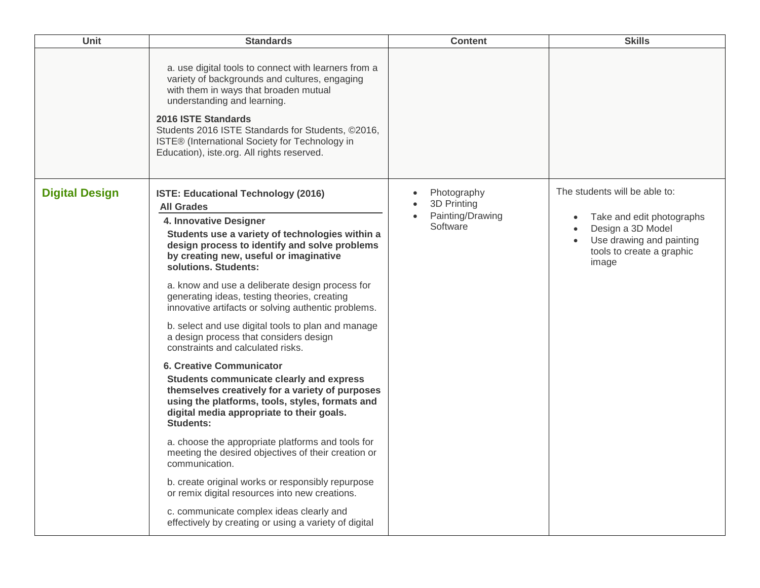| Unit | Standards | Content | Skills |
| --- | --- | --- | --- |
| | a. use digital tools to connect with learners from a variety of backgrounds and cultures, engaging with them in ways that broaden mutual understanding and learning.<br><br>**2016 ISTE Standards**<br>Students 2016 ISTE Standards for Students, ©2016, ISTE® (International Society for Technology in Education), iste.org. All rights reserved. | | |
| **Digital Design** | **ISTE: Educational Technology (2016)**<br>**All Grades**<br>**4. Innovative Designer**<br>**Students use a variety of technologies within a design process to identify and solve problems by creating new, useful or imaginative solutions. Students:**<br><br>a. know and use a deliberate design process for generating ideas, testing theories, creating innovative artifacts or solving authentic problems.<br><br>b. select and use digital tools to plan and manage a design process that considers design constraints and calculated risks.<br><br>**6. Creative Communicator**<br>**Students communicate clearly and express themselves creatively for a variety of purposes using the platforms, tools, styles, formats and digital media appropriate to their goals. Students:**<br><br>a. choose the appropriate platforms and tools for meeting the desired objectives of their creation or communication.<br><br>b. create original works or responsibly repurpose or remix digital resources into new creations.<br><br>c. communicate complex ideas clearly and effectively by creating or using a variety of digital | • Photography<br>• 3D Printing<br>• Painting/Drawing Software | The students will be able to:<br><br>• Take and edit photographs<br>• Design a 3D Model<br>• Use drawing and painting tools to create a graphic image |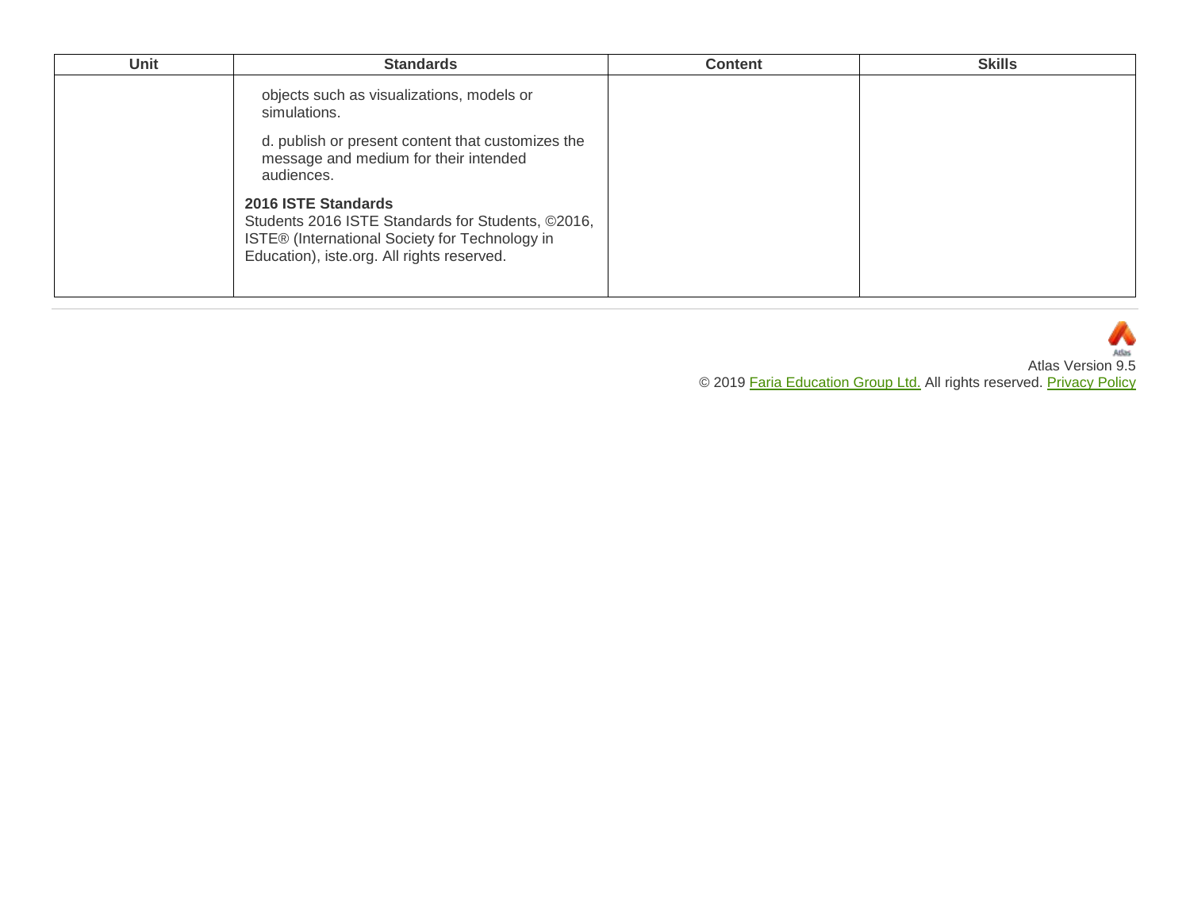| Unit | Standards | Content | Skills |
|---|---|---|---|
| | objects such as visualizations, models or simulations.<br><br>d. publish or present content that customizes the message and medium for their intended audiences.<br><br>**2016 ISTE Standards**<br>Students 2016 ISTE Standards for Students, ©2016, ISTE® (International Society for Technology in Education), iste.org. All rights reserved. | | |